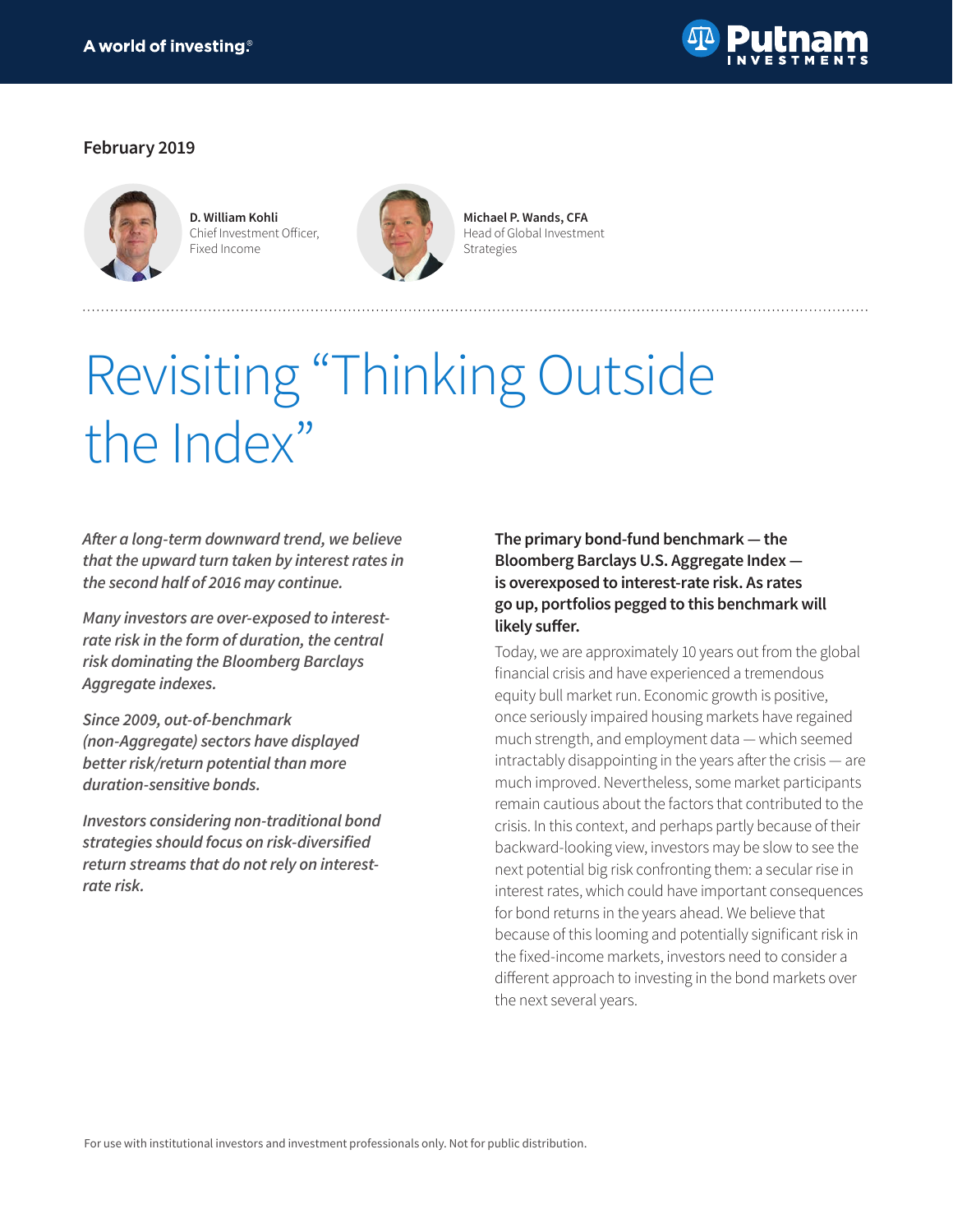February 2019

**D. William Kohli**
Chief Investment Officer, Fixed Income

**Michael P. Wands, CFA**
Head of Global Investment Strategies

# Revisiting "Thinking Outside the Index"

***After a long-term downward trend, we believe that the upward turn taken by interest rates in the second half of 2016 may continue.***

***Many investors are over-exposed to interest-rate risk in the form of duration, the central risk dominating the Bloomberg Barclays Aggregate indexes.***

***Since 2009, out-of-benchmark (non-Aggregate) sectors have displayed better risk/return potential than more duration-sensitive bonds.***

***Investors considering non-traditional bond strategies should focus on risk-diversified return streams that do not rely on interest-rate risk.***

**The primary bond-fund benchmark — the Bloomberg Barclays U.S. Aggregate Index — is overexposed to interest-rate risk. As rates go up, portfolios pegged to this benchmark will likely suffer.**

Today, we are approximately 10 years out from the global financial crisis and have experienced a tremendous equity bull market run. Economic growth is positive, once seriously impaired housing markets have regained much strength, and employment data — which seemed intractably disappointing in the years after the crisis — are much improved. Nevertheless, some market participants remain cautious about the factors that contributed to the crisis. In this context, and perhaps partly because of their backward-looking view, investors may be slow to see the next potential big risk confronting them: a secular rise in interest rates, which could have important consequences for bond returns in the years ahead. We believe that because of this looming and potentially significant risk in the fixed-income markets, investors need to consider a different approach to investing in the bond markets over the next several years.

For use with institutional investors and investment professionals only. Not for public distribution.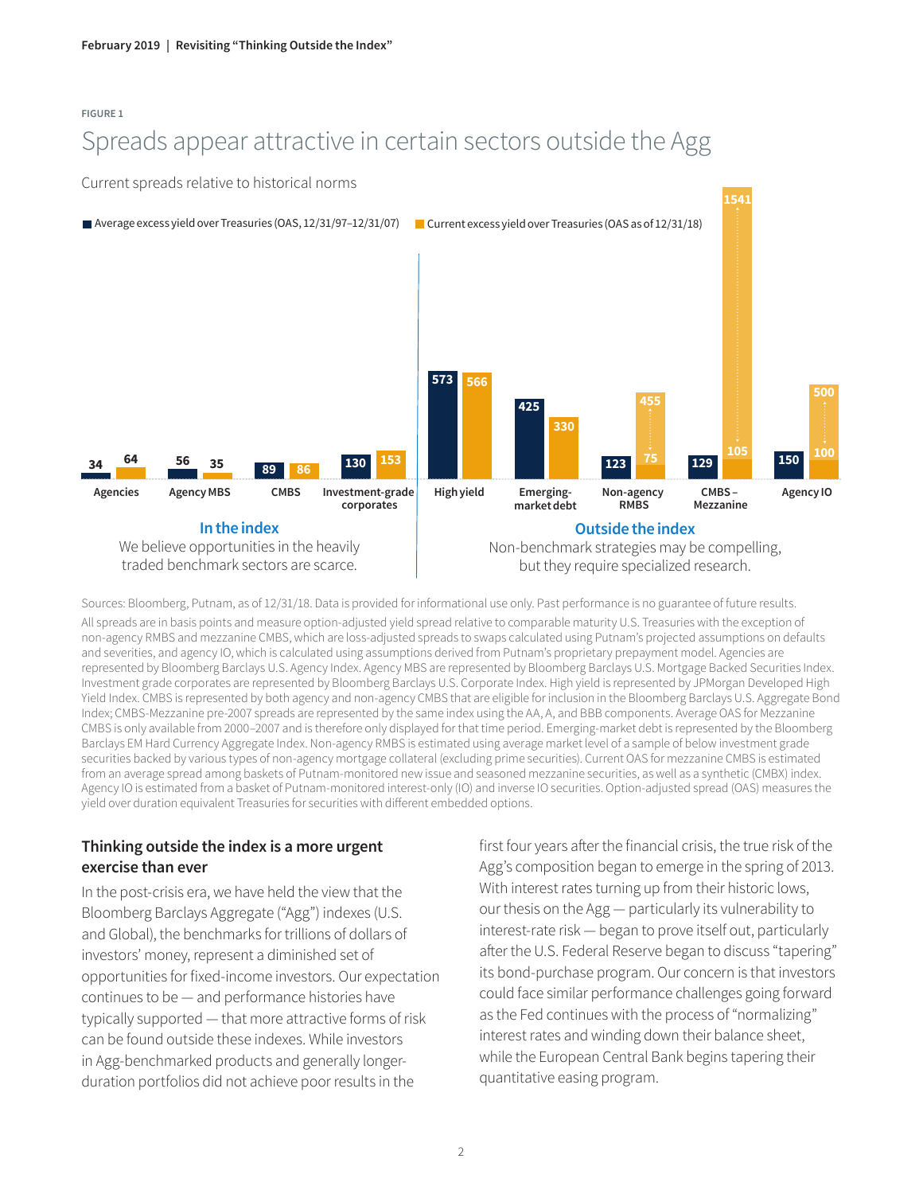FIGURE 1

## Spreads appear attractive in certain sectors outside the Agg

Current spreads relative to historical norms

| Sector | Average excess yield over Treasuries (OAS, 12/31/97–12/31/07) | Current excess yield over Treasuries (OAS as of 12/31/18) |
|---|---|---|
| **In the index** | | |
| Agencies | 34 | 64 |
| Agency MBS | 56 | 35 |
| CMBS | 89 | 86 |
| Investment-grade corporates | 130 | 153 |
| **Outside the index** | | |
| High yield | 573 | 566 |
| Emerging-market debt | 425 | 330 |
| Non-agency RMBS | 123 | 75 / 455 |
| CMBS – Mezzanine | 129 | 105 / 1541 |
| Agency IO | 150 | 100 / 500 |

**In the index**
We believe opportunities in the heavily traded benchmark sectors are scarce.

**Outside the index**
Non-benchmark strategies may be compelling, but they require specialized research.

Sources: Bloomberg, Putnam, as of 12/31/18. Data is provided for informational use only. Past performance is no guarantee of future results.

All spreads are in basis points and measure option-adjusted yield spread relative to comparable maturity U.S. Treasuries with the exception of non-agency RMBS and mezzanine CMBS, which are loss-adjusted spreads to swaps calculated using Putnam's projected assumptions on defaults and severities, and agency IO, which is calculated using assumptions derived from Putnam's proprietary prepayment model. Agencies are represented by Bloomberg Barclays U.S. Agency Index. Agency MBS are represented by Bloomberg Barclays U.S. Mortgage Backed Securities Index. Investment grade corporates are represented by Bloomberg Barclays U.S. Corporate Index. High yield is represented by JPMorgan Developed High Yield Index. CMBS is represented by both agency and non-agency CMBS that are eligible for inclusion in the Bloomberg Barclays U.S. Aggregate Bond Index; CMBS-Mezzanine pre-2007 spreads are represented by the same index using the AA, A, and BBB components. Average OAS for Mezzanine CMBS is only available from 2000–2007 and is therefore only displayed for that time period. Emerging-market debt is represented by the Bloomberg Barclays EM Hard Currency Aggregate Index. Non-agency RMBS is estimated using average market level of a sample of below investment grade securities backed by various types of non-agency mortgage collateral (excluding prime securities). Current OAS for mezzanine CMBS is estimated from an average spread among baskets of Putnam-monitored new issue and seasoned mezzanine securities, as well as a synthetic (CMBX) index. Agency IO is estimated from a basket of Putnam-monitored interest-only (IO) and inverse IO securities. Option-adjusted spread (OAS) measures the yield over duration equivalent Treasuries for securities with different embedded options.

### Thinking outside the index is a more urgent exercise than ever

In the post-crisis era, we have held the view that the Bloomberg Barclays Aggregate ("Agg") indexes (U.S. and Global), the benchmarks for trillions of dollars of investors' money, represent a diminished set of opportunities for fixed-income investors. Our expectation continues to be — and performance histories have typically supported — that more attractive forms of risk can be found outside these indexes. While investors in Agg-benchmarked products and generally longer-duration portfolios did not achieve poor results in the first four years after the financial crisis, the true risk of the Agg's composition began to emerge in the spring of 2013. With interest rates turning up from their historic lows, our thesis on the Agg — particularly its vulnerability to interest-rate risk — began to prove itself out, particularly after the U.S. Federal Reserve began to discuss "tapering" its bond-purchase program. Our concern is that investors could face similar performance challenges going forward as the Fed continues with the process of "normalizing" interest rates and winding down their balance sheet, while the European Central Bank begins tapering their quantitative easing program.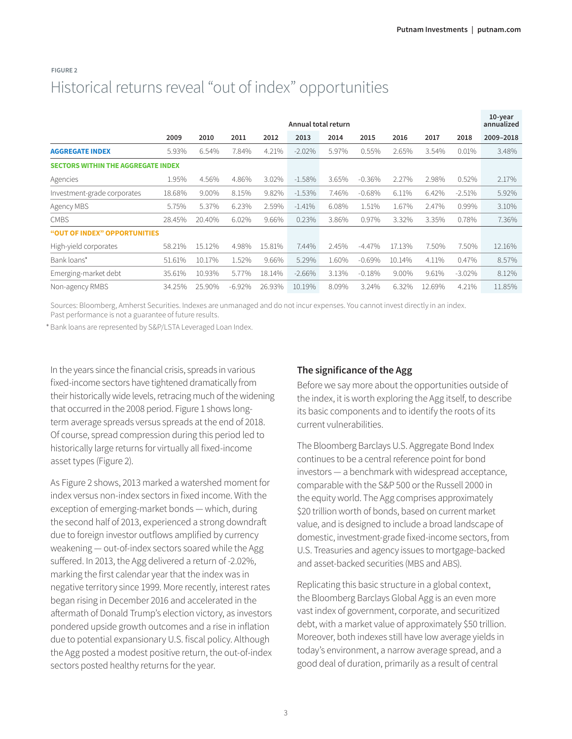FIGURE 2

## Historical returns reveal "out of index" opportunities

| | Annual total return | | | | | | | | | | 10-year annualized |
|---|---|---|---|---|---|---|---|---|---|---|---|
| | 2009 | 2010 | 2011 | 2012 | 2013 | 2014 | 2015 | 2016 | 2017 | 2018 | 2009–2018 |
| **AGGREGATE INDEX** | 5.93% | 6.54% | 7.84% | 4.21% | -2.02% | 5.97% | 0.55% | 2.65% | 3.54% | 0.01% | 3.48% |
| **SECTORS WITHIN THE AGGREGATE INDEX** | | | | | | | | | | | |
| Agencies | 1.95% | 4.56% | 4.86% | 3.02% | -1.58% | 3.65% | -0.36% | 2.27% | 2.98% | 0.52% | 2.17% |
| Investment-grade corporates | 18.68% | 9.00% | 8.15% | 9.82% | -1.53% | 7.46% | -0.68% | 6.11% | 6.42% | -2.51% | 5.92% |
| Agency MBS | 5.75% | 5.37% | 6.23% | 2.59% | -1.41% | 6.08% | 1.51% | 1.67% | 2.47% | 0.99% | 3.10% |
| CMBS | 28.45% | 20.40% | 6.02% | 9.66% | 0.23% | 3.86% | 0.97% | 3.32% | 3.35% | 0.78% | 7.36% |
| **"OUT OF INDEX" OPPORTUNITIES** | | | | | | | | | | | |
| High-yield corporates | 58.21% | 15.12% | 4.98% | 15.81% | 7.44% | 2.45% | -4.47% | 17.13% | 7.50% | 7.50% | 12.16% |
| Bank loans* | 51.61% | 10.17% | 1.52% | 9.66% | 5.29% | 1.60% | -0.69% | 10.14% | 4.11% | 0.47% | 8.57% |
| Emerging-market debt | 35.61% | 10.93% | 5.77% | 18.14% | -2.66% | 3.13% | -0.18% | 9.00% | 9.61% | -3.02% | 8.12% |
| Non-agency RMBS | 34.25% | 25.90% | -6.92% | 26.93% | 10.19% | 8.09% | 3.24% | 6.32% | 12.69% | 4.21% | 11.85% |

Sources: Bloomberg, Amherst Securities. Indexes are unmanaged and do not incur expenses. You cannot invest directly in an index. Past performance is not a guarantee of future results.

* Bank loans are represented by S&P/LSTA Leveraged Loan Index.

In the years since the financial crisis, spreads in various fixed-income sectors have tightened dramatically from their historically wide levels, retracing much of the widening that occurred in the 2008 period. Figure 1 shows long-term average spreads versus spreads at the end of 2018. Of course, spread compression during this period led to historically large returns for virtually all fixed-income asset types (Figure 2).

As Figure 2 shows, 2013 marked a watershed moment for index versus non-index sectors in fixed income. With the exception of emerging-market bonds — which, during the second half of 2013, experienced a strong downdraft due to foreign investor outflows amplified by currency weakening — out-of-index sectors soared while the Agg suffered. In 2013, the Agg delivered a return of -2.02%, marking the first calendar year that the index was in negative territory since 1999. More recently, interest rates began rising in December 2016 and accelerated in the aftermath of Donald Trump's election victory, as investors pondered upside growth outcomes and a rise in inflation due to potential expansionary U.S. fiscal policy. Although the Agg posted a modest positive return, the out-of-index sectors posted healthy returns for the year.

### The significance of the Agg

Before we say more about the opportunities outside of the index, it is worth exploring the Agg itself, to describe its basic components and to identify the roots of its current vulnerabilities.

The Bloomberg Barclays U.S. Aggregate Bond Index continues to be a central reference point for bond investors — a benchmark with widespread acceptance, comparable with the S&P 500 or the Russell 2000 in the equity world. The Agg comprises approximately $20 trillion worth of bonds, based on current market value, and is designed to include a broad landscape of domestic, investment-grade fixed-income sectors, from U.S. Treasuries and agency issues to mortgage-backed and asset-backed securities (MBS and ABS).

Replicating this basic structure in a global context, the Bloomberg Barclays Global Agg is an even more vast index of government, corporate, and securitized debt, with a market value of approximately $50 trillion. Moreover, both indexes still have low average yields in today's environment, a narrow average spread, and a good deal of duration, primarily as a result of central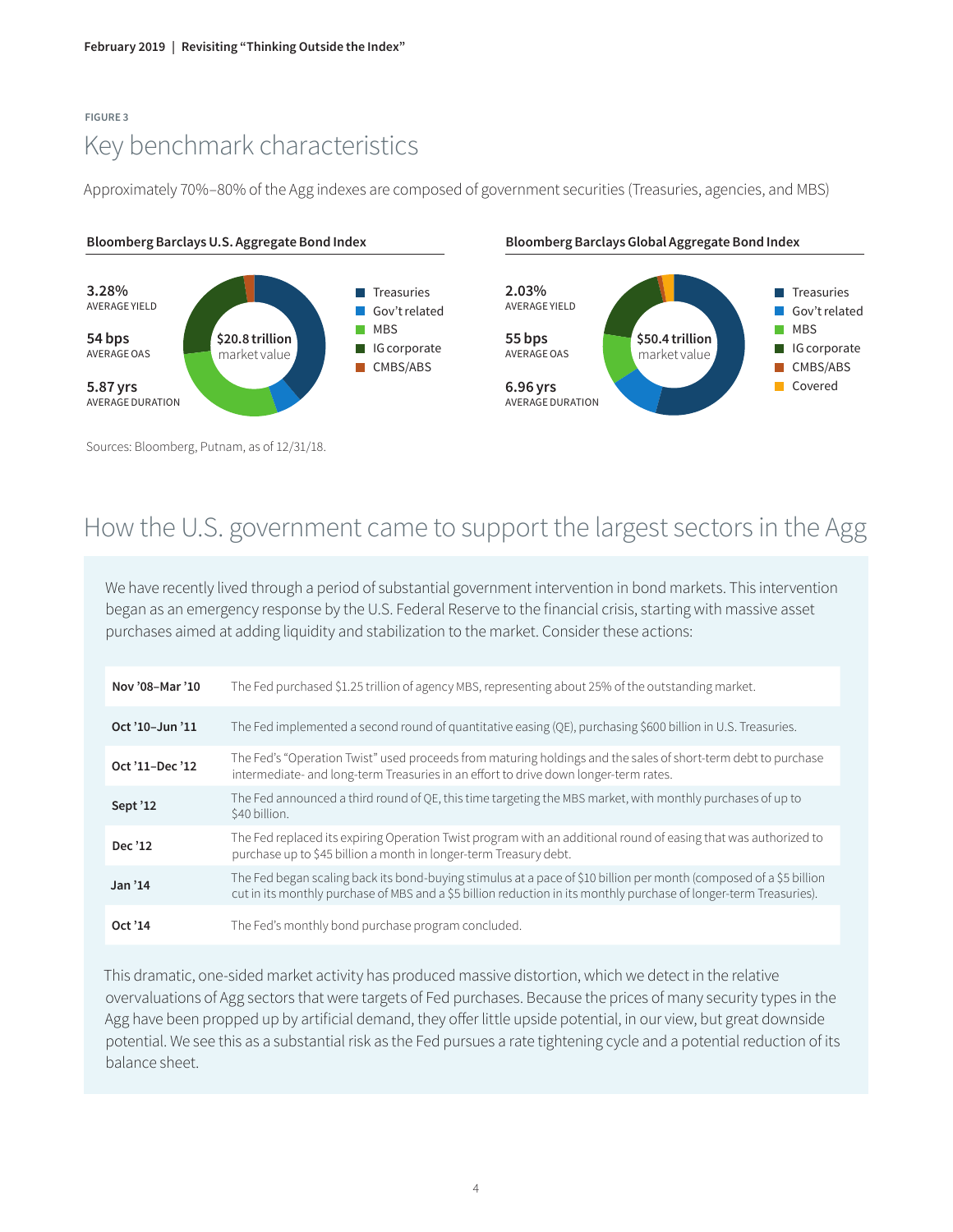FIGURE 3

## Key benchmark characteristics

Approximately 70%–80% of the Agg indexes are composed of government securities (Treasuries, agencies, and MBS)

**Bloomberg Barclays U.S. Aggregate Bond Index**

**3.28%**
AVERAGE YIELD

**54 bps**
AVERAGE OAS

**5.87 yrs**
AVERAGE DURATION

**$20.8 trillion** market value

- Treasuries
- Gov't related
- MBS
- IG corporate
- CMBS/ABS

**Bloomberg Barclays Global Aggregate Bond Index**

**2.03%**
AVERAGE YIELD

**55 bps**
AVERAGE OAS

**6.96 yrs**
AVERAGE DURATION

**$50.4 trillion** market value

- Treasuries
- Gov't related
- MBS
- IG corporate
- CMBS/ABS
- Covered

Sources: Bloomberg, Putnam, as of 12/31/18.

## How the U.S. government came to support the largest sectors in the Agg

We have recently lived through a period of substantial government intervention in bond markets. This intervention began as an emergency response by the U.S. Federal Reserve to the financial crisis, starting with massive asset purchases aimed at adding liquidity and stabilization to the market. Consider these actions:

| | |
|---|---|
| **Nov '08–Mar '10** | The Fed purchased $1.25 trillion of agency MBS, representing about 25% of the outstanding market. |
| **Oct '10–Jun '11** | The Fed implemented a second round of quantitative easing (QE), purchasing $600 billion in U.S. Treasuries. |
| **Oct '11–Dec '12** | The Fed's "Operation Twist" used proceeds from maturing holdings and the sales of short-term debt to purchase intermediate- and long-term Treasuries in an effort to drive down longer-term rates. |
| **Sept '12** | The Fed announced a third round of QE, this time targeting the MBS market, with monthly purchases of up to $40 billion. |
| **Dec '12** | The Fed replaced its expiring Operation Twist program with an additional round of easing that was authorized to purchase up to $45 billion a month in longer-term Treasury debt. |
| **Jan '14** | The Fed began scaling back its bond-buying stimulus at a pace of $10 billion per month (composed of a $5 billion cut in its monthly purchase of MBS and a $5 billion reduction in its monthly purchase of longer-term Treasuries). |
| **Oct '14** | The Fed's monthly bond purchase program concluded. |

This dramatic, one-sided market activity has produced massive distortion, which we detect in the relative overvaluations of Agg sectors that were targets of Fed purchases. Because the prices of many security types in the Agg have been propped up by artificial demand, they offer little upside potential, in our view, but great downside potential. We see this as a substantial risk as the Fed pursues a rate tightening cycle and a potential reduction of its balance sheet.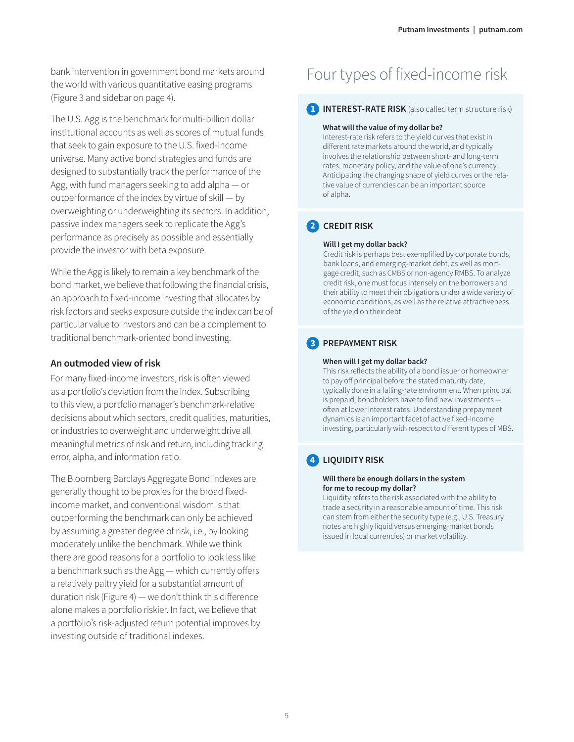bank intervention in government bond markets around the world with various quantitative easing programs (Figure 3 and sidebar on page 4).

The U.S. Agg is the benchmark for multi-billion dollar institutional accounts as well as scores of mutual funds that seek to gain exposure to the U.S. fixed-income universe. Many active bond strategies and funds are designed to substantially track the performance of the Agg, with fund managers seeking to add alpha — or outperformance of the index by virtue of skill — by overweighting or underweighting its sectors. In addition, passive index managers seek to replicate the Agg's performance as precisely as possible and essentially provide the investor with beta exposure.

While the Agg is likely to remain a key benchmark of the bond market, we believe that following the financial crisis, an approach to fixed-income investing that allocates by risk factors and seeks exposure outside the index can be of particular value to investors and can be a complement to traditional benchmark-oriented bond investing.

### An outmoded view of risk

For many fixed-income investors, risk is often viewed as a portfolio's deviation from the index. Subscribing to this view, a portfolio manager's benchmark-relative decisions about which sectors, credit qualities, maturities, or industries to overweight and underweight drive all meaningful metrics of risk and return, including tracking error, alpha, and information ratio.

The Bloomberg Barclays Aggregate Bond indexes are generally thought to be proxies for the broad fixed-income market, and conventional wisdom is that outperforming the benchmark can only be achieved by assuming a greater degree of risk, i.e., by looking moderately unlike the benchmark. While we think there are good reasons for a portfolio to look less like a benchmark such as the Agg — which currently offers a relatively paltry yield for a substantial amount of duration risk (Figure 4) — we don't think this difference alone makes a portfolio riskier. In fact, we believe that a portfolio's risk-adjusted return potential improves by investing outside of traditional indexes.

## Four types of fixed-income risk

### 1 INTEREST-RATE RISK (also called term structure risk)

**What will the value of my dollar be?**
Interest-rate risk refers to the yield curves that exist in different rate markets around the world, and typically involves the relationship between short- and long-term rates, monetary policy, and the value of one's currency. Anticipating the changing shape of yield curves or the relative value of currencies can be an important source of alpha.

### 2 CREDIT RISK

**Will I get my dollar back?**
Credit risk is perhaps best exemplified by corporate bonds, bank loans, and emerging-market debt, as well as mortgage credit, such as CMBS or non-agency RMBS. To analyze credit risk, one must focus intensely on the borrowers and their ability to meet their obligations under a wide variety of economic conditions, as well as the relative attractiveness of the yield on their debt.

### 3 PREPAYMENT RISK

**When will I get my dollar back?**
This risk reflects the ability of a bond issuer or homeowner to pay off principal before the stated maturity date, typically done in a falling-rate environment. When principal is prepaid, bondholders have to find new investments — often at lower interest rates. Understanding prepayment dynamics is an important facet of active fixed-income investing, particularly with respect to different types of MBS.

### 4 LIQUIDITY RISK

**Will there be enough dollars in the system for me to recoup my dollar?**
Liquidity refers to the risk associated with the ability to trade a security in a reasonable amount of time. This risk can stem from either the security type (e.g., U.S. Treasury notes are highly liquid versus emerging-market bonds issued in local currencies) or market volatility.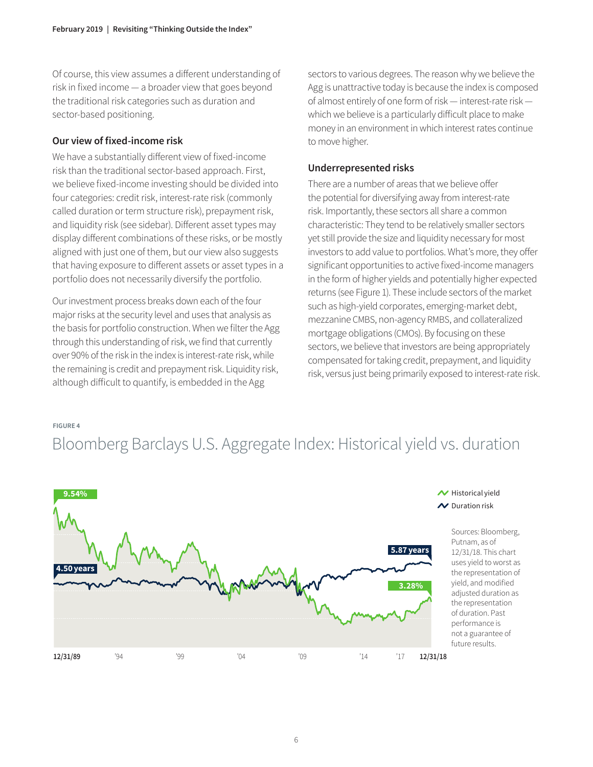Of course, this view assumes a different understanding of risk in fixed income — a broader view that goes beyond the traditional risk categories such as duration and sector-based positioning.

### Our view of fixed-income risk

We have a substantially different view of fixed-income risk than the traditional sector-based approach. First, we believe fixed-income investing should be divided into four categories: credit risk, interest-rate risk (commonly called duration or term structure risk), prepayment risk, and liquidity risk (see sidebar). Different asset types may display different combinations of these risks, or be mostly aligned with just one of them, but our view also suggests that having exposure to different assets or asset types in a portfolio does not necessarily diversify the portfolio.

Our investment process breaks down each of the four major risks at the security level and uses that analysis as the basis for portfolio construction. When we filter the Agg through this understanding of risk, we find that currently over 90% of the risk in the index is interest-rate risk, while the remaining is credit and prepayment risk. Liquidity risk, although difficult to quantify, is embedded in the Agg sectors to various degrees. The reason why we believe the Agg is unattractive today is because the index is composed of almost entirely of one form of risk — interest-rate risk — which we believe is a particularly difficult place to make money in an environment in which interest rates continue to move higher.

### Underrepresented risks

There are a number of areas that we believe offer the potential for diversifying away from interest-rate risk. Importantly, these sectors all share a common characteristic: They tend to be relatively smaller sectors yet still provide the size and liquidity necessary for most investors to add value to portfolios. What's more, they offer significant opportunities to active fixed-income managers in the form of higher yields and potentially higher expected returns (see Figure 1). These include sectors of the market such as high-yield corporates, emerging-market debt, mezzanine CMBS, non-agency RMBS, and collateralized mortgage obligations (CMOs). By focusing on these sectors, we believe that investors are being appropriately compensated for taking credit, prepayment, and liquidity risk, versus just being primarily exposed to interest-rate risk.

FIGURE 4

## Bloomberg Barclays U.S. Aggregate Index: Historical yield vs. duration

Historical yield: 9.54% (12/31/89) to 3.28% (12/31/18)

Duration risk: 4.50 years (12/31/89) to 5.87 years (12/31/18)

12/31/89 | '94 | '99 | '04 | '09 | '14 | '17 | 12/31/18

Sources: Bloomberg, Putnam, as of 12/31/18. This chart uses yield to worst as the representation of yield, and modified adjusted duration as the representation of duration. Past performance is not a guarantee of future results.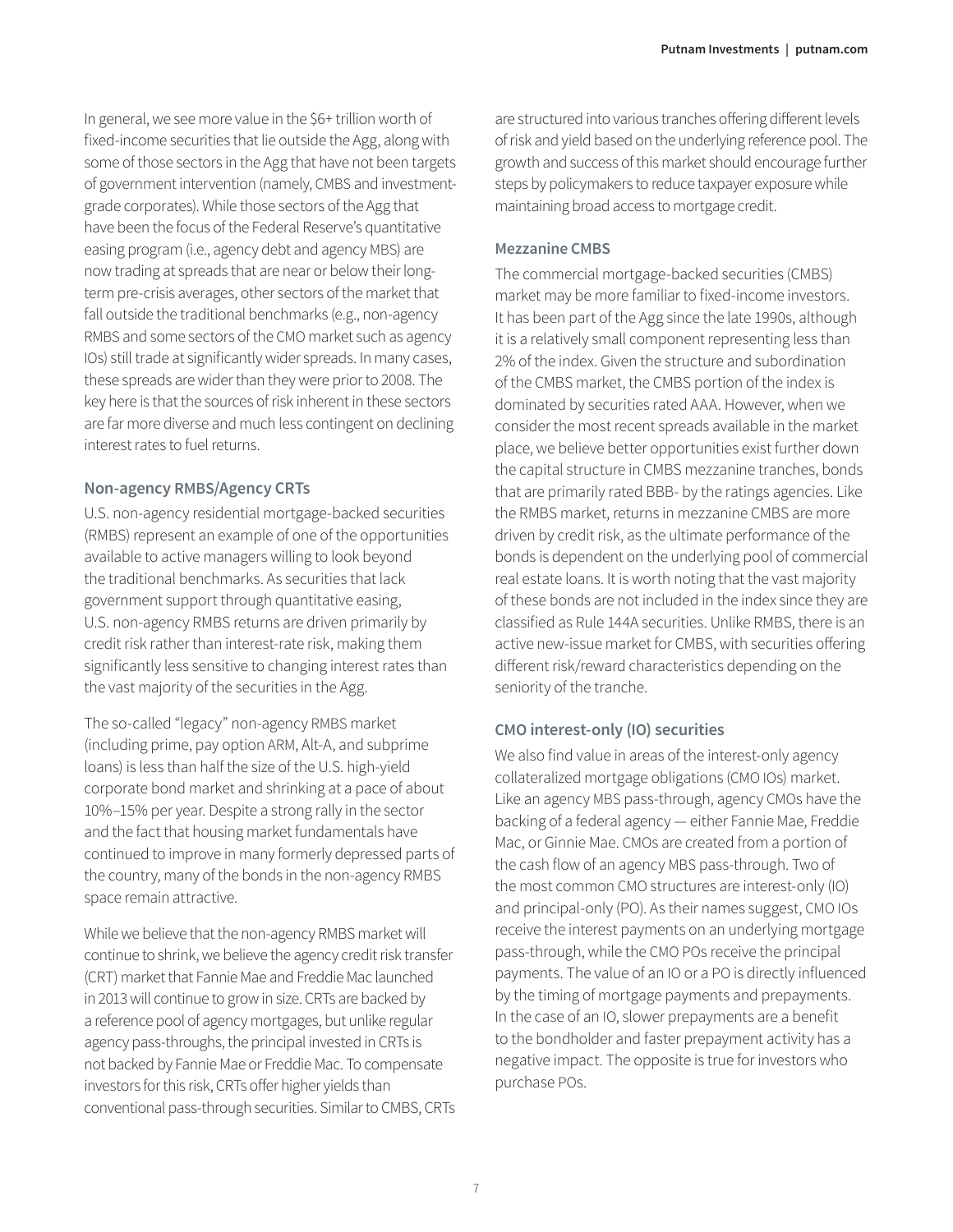In general, we see more value in the $6+ trillion worth of fixed-income securities that lie outside the Agg, along with some of those sectors in the Agg that have not been targets of government intervention (namely, CMBS and investment-grade corporates). While those sectors of the Agg that have been the focus of the Federal Reserve's quantitative easing program (i.e., agency debt and agency MBS) are now trading at spreads that are near or below their long-term pre-crisis averages, other sectors of the market that fall outside the traditional benchmarks (e.g., non-agency RMBS and some sectors of the CMO market such as agency IOs) still trade at significantly wider spreads. In many cases, these spreads are wider than they were prior to 2008. The key here is that the sources of risk inherent in these sectors are far more diverse and much less contingent on declining interest rates to fuel returns.

### Non-agency RMBS/Agency CRTs

U.S. non-agency residential mortgage-backed securities (RMBS) represent an example of one of the opportunities available to active managers willing to look beyond the traditional benchmarks. As securities that lack government support through quantitative easing, U.S. non-agency RMBS returns are driven primarily by credit risk rather than interest-rate risk, making them significantly less sensitive to changing interest rates than the vast majority of the securities in the Agg.

The so-called "legacy" non-agency RMBS market (including prime, pay option ARM, Alt-A, and subprime loans) is less than half the size of the U.S. high-yield corporate bond market and shrinking at a pace of about 10%–15% per year. Despite a strong rally in the sector and the fact that housing market fundamentals have continued to improve in many formerly depressed parts of the country, many of the bonds in the non-agency RMBS space remain attractive.

While we believe that the non-agency RMBS market will continue to shrink, we believe the agency credit risk transfer (CRT) market that Fannie Mae and Freddie Mac launched in 2013 will continue to grow in size. CRTs are backed by a reference pool of agency mortgages, but unlike regular agency pass-throughs, the principal invested in CRTs is not backed by Fannie Mae or Freddie Mac. To compensate investors for this risk, CRTs offer higher yields than conventional pass-through securities. Similar to CMBS, CRTs are structured into various tranches offering different levels of risk and yield based on the underlying reference pool. The growth and success of this market should encourage further steps by policymakers to reduce taxpayer exposure while maintaining broad access to mortgage credit.

### Mezzanine CMBS

The commercial mortgage-backed securities (CMBS) market may be more familiar to fixed-income investors. It has been part of the Agg since the late 1990s, although it is a relatively small component representing less than 2% of the index. Given the structure and subordination of the CMBS market, the CMBS portion of the index is dominated by securities rated AAA. However, when we consider the most recent spreads available in the market place, we believe better opportunities exist further down the capital structure in CMBS mezzanine tranches, bonds that are primarily rated BBB- by the ratings agencies. Like the RMBS market, returns in mezzanine CMBS are more driven by credit risk, as the ultimate performance of the bonds is dependent on the underlying pool of commercial real estate loans. It is worth noting that the vast majority of these bonds are not included in the index since they are classified as Rule 144A securities. Unlike RMBS, there is an active new-issue market for CMBS, with securities offering different risk/reward characteristics depending on the seniority of the tranche.

### CMO interest-only (IO) securities

We also find value in areas of the interest-only agency collateralized mortgage obligations (CMO IOs) market. Like an agency MBS pass-through, agency CMOs have the backing of a federal agency — either Fannie Mae, Freddie Mac, or Ginnie Mae. CMOs are created from a portion of the cash flow of an agency MBS pass-through. Two of the most common CMO structures are interest-only (IO) and principal-only (PO). As their names suggest, CMO IOs receive the interest payments on an underlying mortgage pass-through, while the CMO POs receive the principal payments. The value of an IO or a PO is directly influenced by the timing of mortgage payments and prepayments. In the case of an IO, slower prepayments are a benefit to the bondholder and faster prepayment activity has a negative impact. The opposite is true for investors who purchase POs.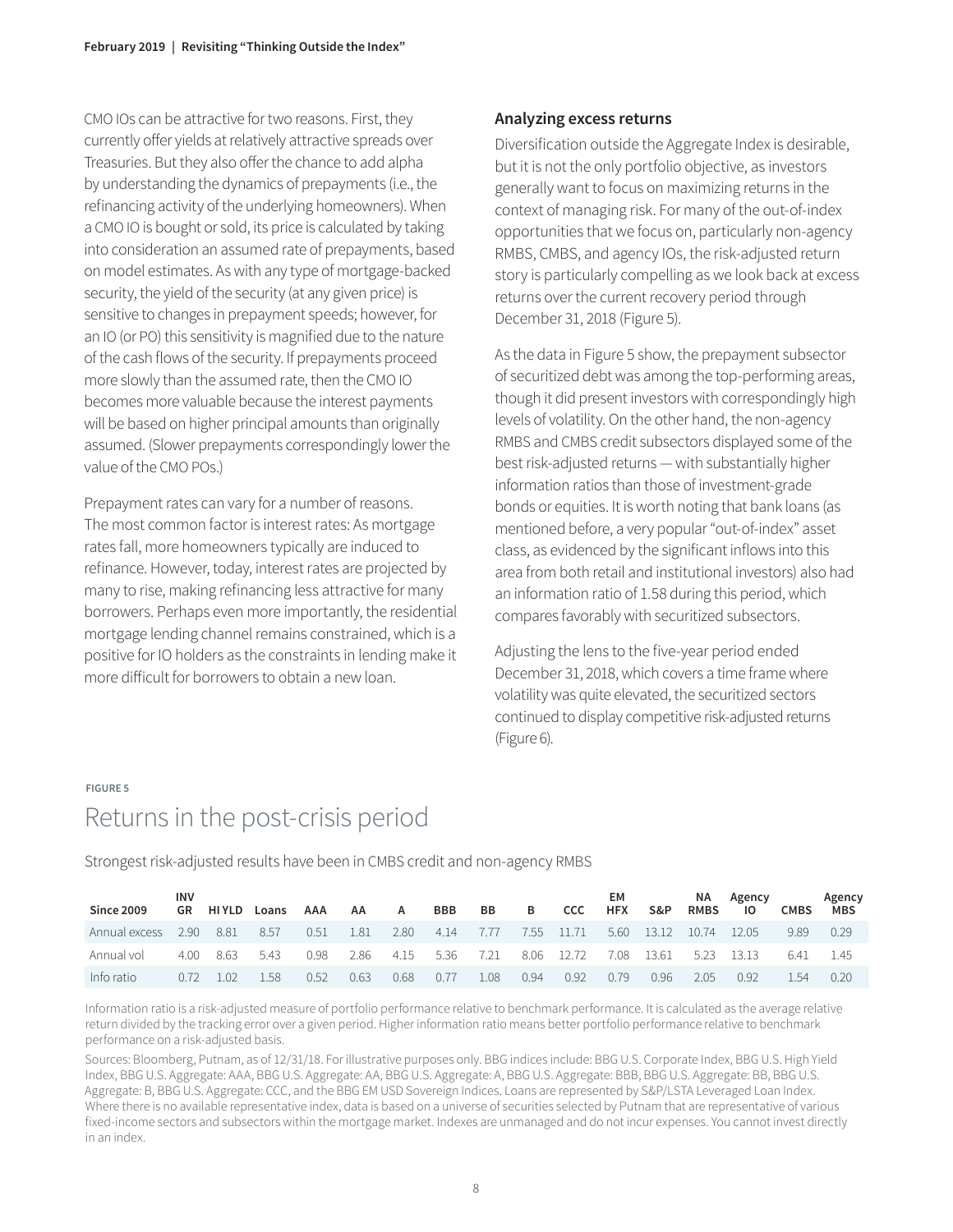CMO IOs can be attractive for two reasons. First, they currently offer yields at relatively attractive spreads over Treasuries. But they also offer the chance to add alpha by understanding the dynamics of prepayments (i.e., the refinancing activity of the underlying homeowners). When a CMO IO is bought or sold, its price is calculated by taking into consideration an assumed rate of prepayments, based on model estimates. As with any type of mortgage-backed security, the yield of the security (at any given price) is sensitive to changes in prepayment speeds; however, for an IO (or PO) this sensitivity is magnified due to the nature of the cash flows of the security. If prepayments proceed more slowly than the assumed rate, then the CMO IO becomes more valuable because the interest payments will be based on higher principal amounts than originally assumed. (Slower prepayments correspondingly lower the value of the CMO POs.)

Prepayment rates can vary for a number of reasons. The most common factor is interest rates: As mortgage rates fall, more homeowners typically are induced to refinance. However, today, interest rates are projected by many to rise, making refinancing less attractive for many borrowers. Perhaps even more importantly, the residential mortgage lending channel remains constrained, which is a positive for IO holders as the constraints in lending make it more difficult for borrowers to obtain a new loan.

### Analyzing excess returns

Diversification outside the Aggregate Index is desirable, but it is not the only portfolio objective, as investors generally want to focus on maximizing returns in the context of managing risk. For many of the out-of-index opportunities that we focus on, particularly non-agency RMBS, CMBS, and agency IOs, the risk-adjusted return story is particularly compelling as we look back at excess returns over the current recovery period through December 31, 2018 (Figure 5).

As the data in Figure 5 show, the prepayment subsector of securitized debt was among the top-performing areas, though it did present investors with correspondingly high levels of volatility. On the other hand, the non-agency RMBS and CMBS credit subsectors displayed some of the best risk-adjusted returns — with substantially higher information ratios than those of investment-grade bonds or equities. It is worth noting that bank loans (as mentioned before, a very popular "out-of-index" asset class, as evidenced by the significant inflows into this area from both retail and institutional investors) also had an information ratio of 1.58 during this period, which compares favorably with securitized subsectors.

Adjusting the lens to the five-year period ended December 31, 2018, which covers a time frame where volatility was quite elevated, the securitized sectors continued to display competitive risk-adjusted returns (Figure 6).

FIGURE 5

## Returns in the post-crisis period

Strongest risk-adjusted results have been in CMBS credit and non-agency RMBS

| Since 2009 | INV GR | HI YLD | Loans | AAA | AA | A | BBB | BB | B | CCC | EM HFX | S&P | NA RMBS | Agency IO | CMBS | Agency MBS |
|---|---|---|---|---|---|---|---|---|---|---|---|---|---|---|---|---|
| Annual excess | 2.90 | 8.81 | 8.57 | 0.51 | 1.81 | 2.80 | 4.14 | 7.77 | 7.55 | 11.71 | 5.60 | 13.12 | 10.74 | 12.05 | 9.89 | 0.29 |
| Annual vol | 4.00 | 8.63 | 5.43 | 0.98 | 2.86 | 4.15 | 5.36 | 7.21 | 8.06 | 12.72 | 7.08 | 13.61 | 5.23 | 13.13 | 6.41 | 1.45 |
| Info ratio | 0.72 | 1.02 | 1.58 | 0.52 | 0.63 | 0.68 | 0.77 | 1.08 | 0.94 | 0.92 | 0.79 | 0.96 | 2.05 | 0.92 | 1.54 | 0.20 |

Information ratio is a risk-adjusted measure of portfolio performance relative to benchmark performance. It is calculated as the average relative return divided by the tracking error over a given period. Higher information ratio means better portfolio performance relative to benchmark performance on a risk-adjusted basis.

Sources: Bloomberg, Putnam, as of 12/31/18. For illustrative purposes only. BBG indices include: BBG U.S. Corporate Index, BBG U.S. High Yield Index, BBG U.S. Aggregate: AAA, BBG U.S. Aggregate: AA, BBG U.S. Aggregate: A, BBG U.S. Aggregate: BBB, BBG U.S. Aggregate: BB, BBG U.S. Aggregate: B, BBG U.S. Aggregate: CCC, and the BBG EM USD Sovereign Indices. Loans are represented by S&P/LSTA Leveraged Loan Index. Where there is no available representative index, data is based on a universe of securities selected by Putnam that are representative of various fixed-income sectors and subsectors within the mortgage market. Indexes are unmanaged and do not incur expenses. You cannot invest directly in an index.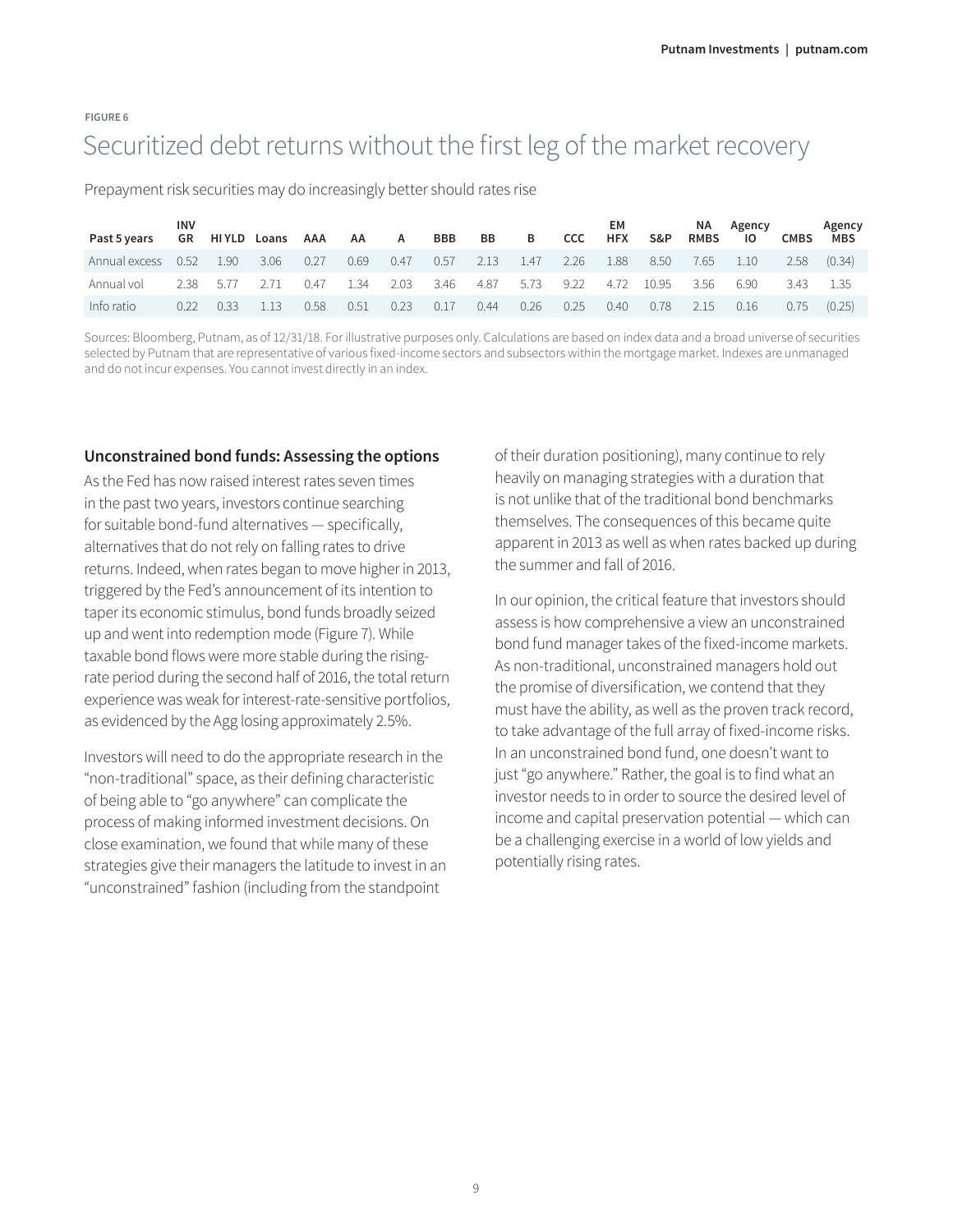FIGURE 6

# Securitized debt returns without the first leg of the market recovery

Prepayment risk securities may do increasingly better should rates rise

| Past 5 years | INV GR | HI YLD | Loans | AAA | AA | A | BBB | BB | B | CCC | EM HFX | S&P | NA RMBS | Agency IO | CMBS | Agency MBS |
|---|---|---|---|---|---|---|---|---|---|---|---|---|---|---|---|---|
| Annual excess | 0.52 | 1.90 | 3.06 | 0.27 | 0.69 | 0.47 | 0.57 | 2.13 | 1.47 | 2.26 | 1.88 | 8.50 | 7.65 | 1.10 | 2.58 | (0.34) |
| Annual vol | 2.38 | 5.77 | 2.71 | 0.47 | 1.34 | 2.03 | 3.46 | 4.87 | 5.73 | 9.22 | 4.72 | 10.95 | 3.56 | 6.90 | 3.43 | 1.35 |
| Info ratio | 0.22 | 0.33 | 1.13 | 0.58 | 0.51 | 0.23 | 0.17 | 0.44 | 0.26 | 0.25 | 0.40 | 0.78 | 2.15 | 0.16 | 0.75 | (0.25) |

Sources: Bloomberg, Putnam, as of 12/31/18. For illustrative purposes only. Calculations are based on index data and a broad universe of securities selected by Putnam that are representative of various fixed-income sectors and subsectors within the mortgage market. Indexes are unmanaged and do not incur expenses. You cannot invest directly in an index.

## Unconstrained bond funds: Assessing the options

As the Fed has now raised interest rates seven times in the past two years, investors continue searching for suitable bond-fund alternatives — specifically, alternatives that do not rely on falling rates to drive returns. Indeed, when rates began to move higher in 2013, triggered by the Fed's announcement of its intention to taper its economic stimulus, bond funds broadly seized up and went into redemption mode (Figure 7). While taxable bond flows were more stable during the rising-rate period during the second half of 2016, the total return experience was weak for interest-rate-sensitive portfolios, as evidenced by the Agg losing approximately 2.5%.

Investors will need to do the appropriate research in the "non-traditional" space, as their defining characteristic of being able to "go anywhere" can complicate the process of making informed investment decisions. On close examination, we found that while many of these strategies give their managers the latitude to invest in an "unconstrained" fashion (including from the standpoint of their duration positioning), many continue to rely heavily on managing strategies with a duration that is not unlike that of the traditional bond benchmarks themselves. The consequences of this became quite apparent in 2013 as well as when rates backed up during the summer and fall of 2016.

In our opinion, the critical feature that investors should assess is how comprehensive a view an unconstrained bond fund manager takes of the fixed-income markets. As non-traditional, unconstrained managers hold out the promise of diversification, we contend that they must have the ability, as well as the proven track record, to take advantage of the full array of fixed-income risks. In an unconstrained bond fund, one doesn't want to just "go anywhere." Rather, the goal is to find what an investor needs to in order to source the desired level of income and capital preservation potential — which can be a challenging exercise in a world of low yields and potentially rising rates.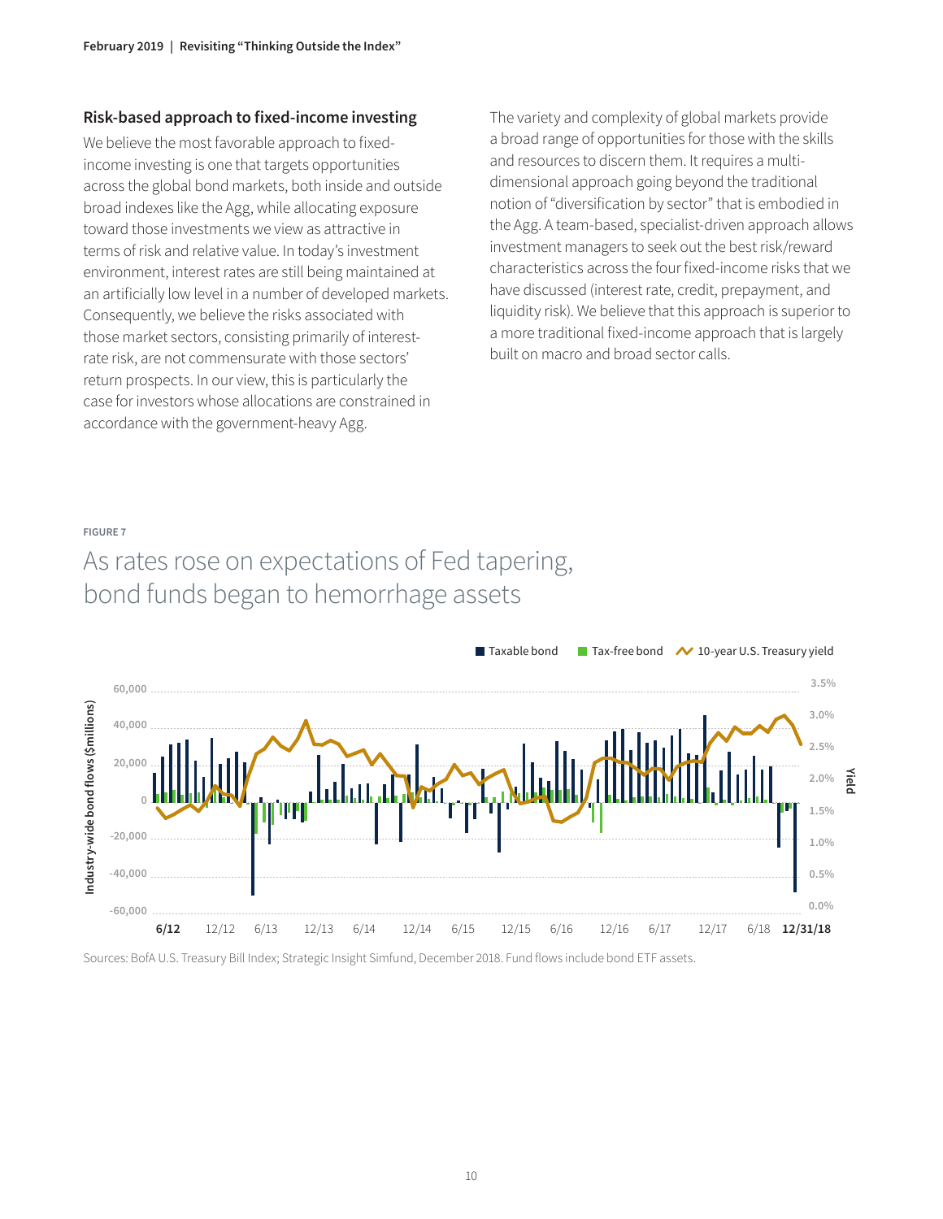### Risk-based approach to fixed-income investing

We believe the most favorable approach to fixed-income investing is one that targets opportunities across the global bond markets, both inside and outside broad indexes like the Agg, while allocating exposure toward those investments we view as attractive in terms of risk and relative value. In today's investment environment, interest rates are still being maintained at an artificially low level in a number of developed markets. Consequently, we believe the risks associated with those market sectors, consisting primarily of interest-rate risk, are not commensurate with those sectors' return prospects. In our view, this is particularly the case for investors whose allocations are constrained in accordance with the government-heavy Agg.

The variety and complexity of global markets provide a broad range of opportunities for those with the skills and resources to discern them. It requires a multi-dimensional approach going beyond the traditional notion of "diversification by sector" that is embodied in the Agg. A team-based, specialist-driven approach allows investment managers to seek out the best risk/reward characteristics across the four fixed-income risks that we have discussed (interest rate, credit, prepayment, and liquidity risk). We believe that this approach is superior to a more traditional fixed-income approach that is largely built on macro and broad sector calls.

FIGURE 7

## As rates rose on expectations of Fed tapering, bond funds began to hemorrhage assets

Sources: BofA U.S. Treasury Bill Index; Strategic Insight Simfund, December 2018. Fund flows include bond ETF assets.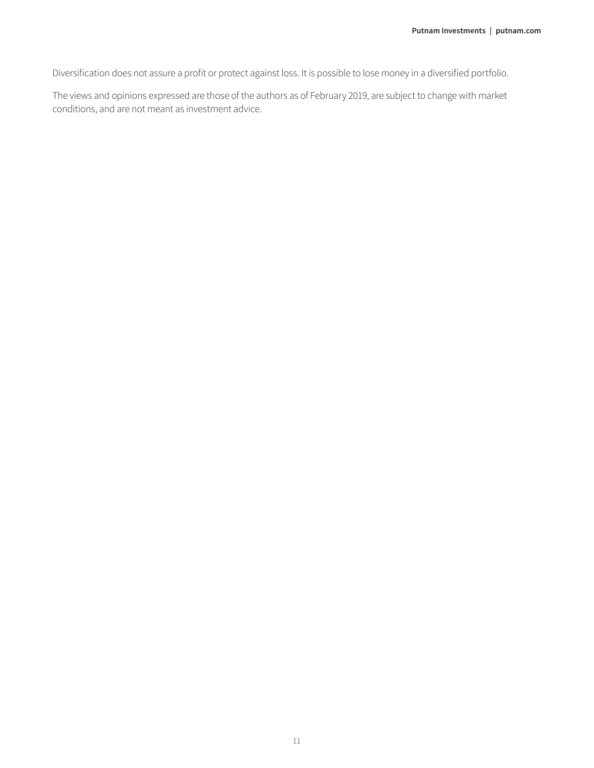Diversification does not assure a profit or protect against loss. It is possible to lose money in a diversified portfolio.

The views and opinions expressed are those of the authors as of February 2019, are subject to change with market conditions, and are not meant as investment advice.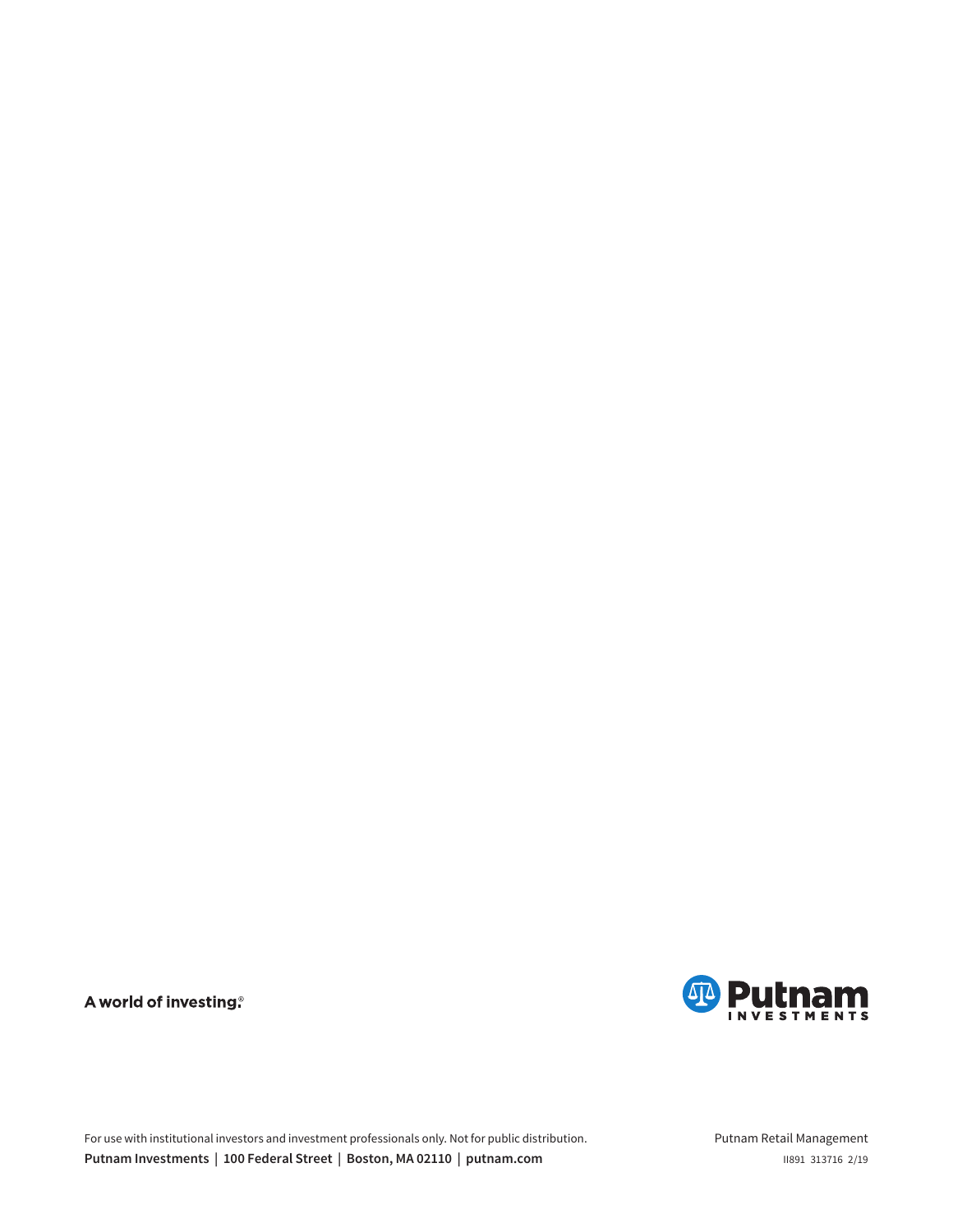A world of investing.®

Putnam INVESTMENTS

For use with institutional investors and investment professionals only. Not for public distribution.

**Putnam Investments | 100 Federal Street | Boston, MA 02110 | putnam.com**

Putnam Retail Management

II891 313716 2/19